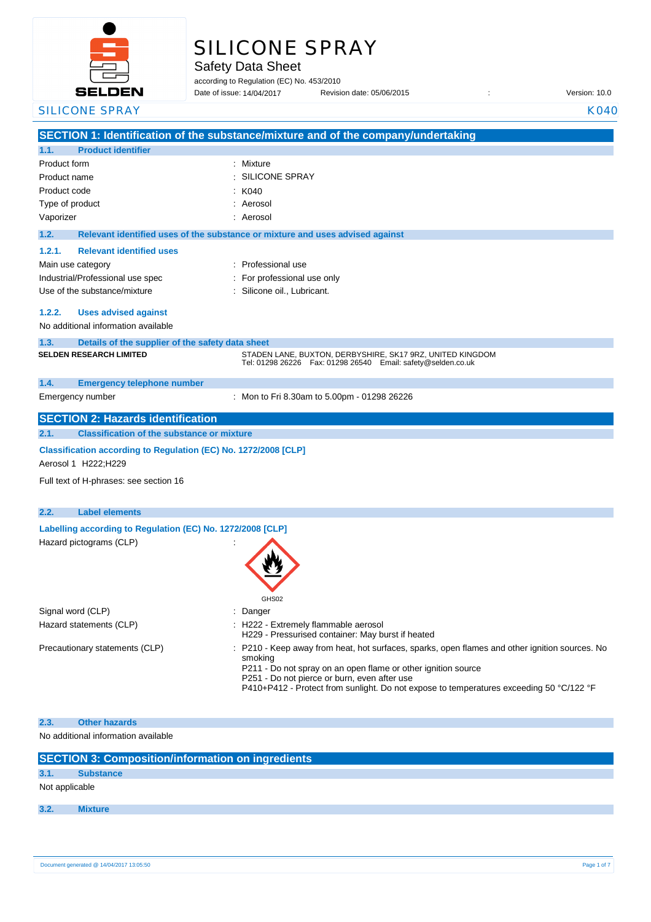# SILICONE SPRAY

## Safety Data Sheet

according to Regulation (EC) No. 453/2010

Date of issue: 14/04/2017 Revision date: 05/06/2015 : Version: 10.0

SILICONE SPRAY K040

## SECTION 1: Identification of the substance/mixture and of the company/undertaking

### 1.1. Product identifier

| | |
|---|---|
| Product form | : Mixture |
| Product name | : SILICONE SPRAY |
| Product code | : K040 |
| Type of product | : Aerosol |
| Vaporizer | : Aerosol |

### 1.2. Relevant identified uses of the substance or mixture and uses advised against

#### 1.2.1. Relevant identified uses

| | |
|---|---|
| Main use category | : Professional use |
| Industrial/Professional use spec | : For professional use only |
| Use of the substance/mixture | : Silicone oil., Lubricant. |

#### 1.2.2. Uses advised against

No additional information available

### 1.3. Details of the supplier of the safety data sheet

**SELDEN RESEARCH LIMITED**
STADEN LANE, BUXTON, DERBYSHIRE, SK17 9RZ, UNITED KINGDOM
Tel: 01298 26226 Fax: 01298 26540 Email: safety@selden.co.uk

### 1.4. Emergency telephone number

| | |
|---|---|
| Emergency number | : Mon to Fri 8.30am to 5.00pm - 01298 26226 |

## SECTION 2: Hazards identification

### 2.1. Classification of the substance or mixture

**Classification according to Regulation (EC) No. 1272/2008 [CLP]**

Aerosol 1 H222;H229

Full text of H-phrases: see section 16

### 2.2. Label elements

**Labelling according to Regulation (EC) No. 1272/2008 [CLP]**

Hazard pictograms (CLP) :

GHS02

Signal word (CLP) : Danger

Hazard statements (CLP) :
H222 - Extremely flammable aerosol
H229 - Pressurised container: May burst if heated

Precautionary statements (CLP) :
P210 - Keep away from heat, hot surfaces, sparks, open flames and other ignition sources. No smoking
P211 - Do not spray on an open flame or other ignition source
P251 - Do not pierce or burn, even after use
P410+P412 - Protect from sunlight. Do not expose to temperatures exceeding 50 °C/122 °F

### 2.3. Other hazards

No additional information available

## SECTION 3: Composition/information on ingredients

### 3.1. Substance

Not applicable

### 3.2. Mixture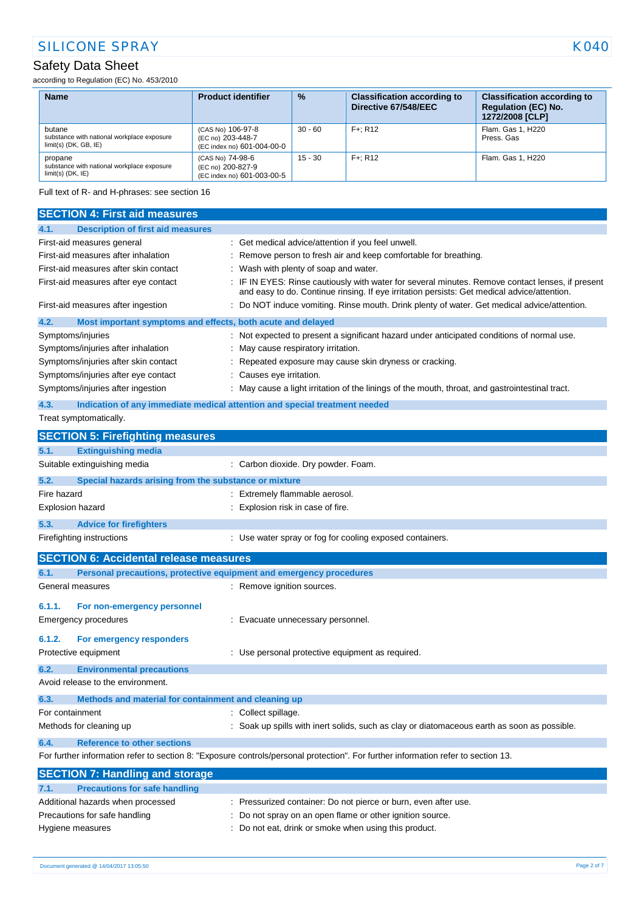| Name | Product identifier | % | Classification according to Directive 67/548/EEC | Classification according to Regulation (EC) No. 1272/2008 [CLP] |
|---|---|---|---|---|
| butane<br>substance with national workplace exposure limit(s) (DK, GB, IE) | (CAS No) 106-97-8<br>(EC no) 203-448-7<br>(EC index no) 601-004-00-0 | 30 - 60 | F+; R12 | Flam. Gas 1, H220<br>Press. Gas |
| propane<br>substance with national workplace exposure limit(s) (DK, IE) | (CAS No) 74-98-6<br>(EC no) 200-827-9<br>(EC index no) 601-003-00-5 | 15 - 30 | F+; R12 | Flam. Gas 1, H220 |

Full text of R- and H-phrases: see section 16

## SECTION 4: First aid measures

### 4.1. Description of first aid measures

First-aid measures general : Get medical advice/attention if you feel unwell.

First-aid measures after inhalation : Remove person to fresh air and keep comfortable for breathing.

First-aid measures after skin contact : Wash with plenty of soap and water.

First-aid measures after eye contact : IF IN EYES: Rinse cautiously with water for several minutes. Remove contact lenses, if present and easy to do. Continue rinsing. If eye irritation persists: Get medical advice/attention.

First-aid measures after ingestion : Do NOT induce vomiting. Rinse mouth. Drink plenty of water. Get medical advice/attention.

### 4.2. Most important symptoms and effects, both acute and delayed

Symptoms/injuries : Not expected to present a significant hazard under anticipated conditions of normal use.

Symptoms/injuries after inhalation : May cause respiratory irritation.

Symptoms/injuries after skin contact : Repeated exposure may cause skin dryness or cracking.

Symptoms/injuries after eye contact : Causes eye irritation.

Symptoms/injuries after ingestion : May cause a light irritation of the linings of the mouth, throat, and gastrointestinal tract.

### 4.3. Indication of any immediate medical attention and special treatment needed

Treat symptomatically.

## SECTION 5: Firefighting measures

### 5.1. Extinguishing media

Suitable extinguishing media : Carbon dioxide. Dry powder. Foam.

### 5.2. Special hazards arising from the substance or mixture

Fire hazard : Extremely flammable aerosol.

Explosion hazard : Explosion risk in case of fire.

### 5.3. Advice for firefighters

Firefighting instructions : Use water spray or fog for cooling exposed containers.

## SECTION 6: Accidental release measures

### 6.1. Personal precautions, protective equipment and emergency procedures

General measures : Remove ignition sources.

#### 6.1.1. For non-emergency personnel

Emergency procedures : Evacuate unnecessary personnel.

#### 6.1.2. For emergency responders

Protective equipment : Use personal protective equipment as required.

### 6.2. Environmental precautions

Avoid release to the environment.

### 6.3. Methods and material for containment and cleaning up

For containment : Collect spillage.

Methods for cleaning up : Soak up spills with inert solids, such as clay or diatomaceous earth as soon as possible.

### 6.4. Reference to other sections

For further information refer to section 8: "Exposure controls/personal protection". For further information refer to section 13.

## SECTION 7: Handling and storage

### 7.1. Precautions for safe handling

Additional hazards when processed : Pressurized container: Do not pierce or burn, even after use.

Precautions for safe handling : Do not spray on an open flame or other ignition source.

Hygiene measures : Do not eat, drink or smoke when using this product.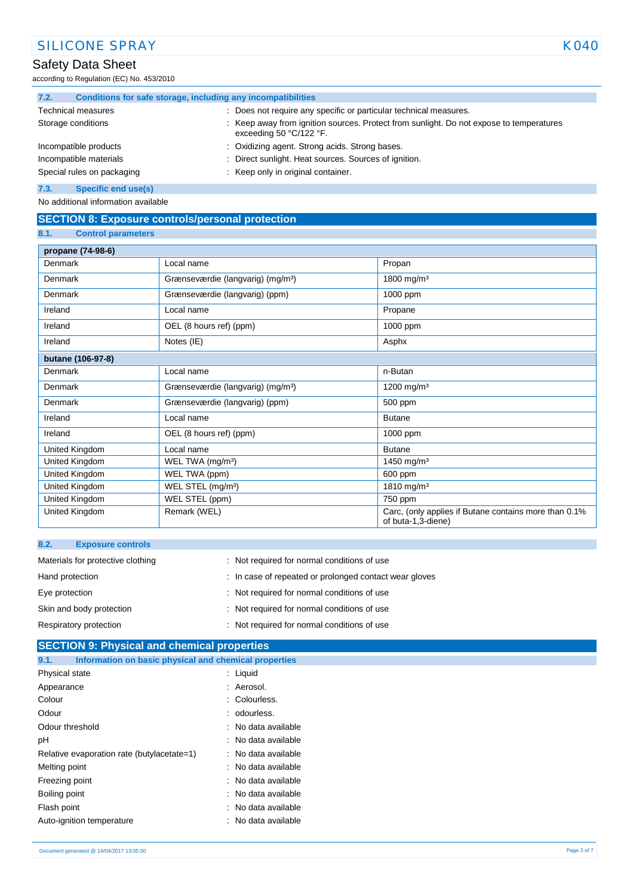### 7.2. Conditions for safe storage, including any incompatibilities

| | |
|---|---|
| Technical measures | : Does not require any specific or particular technical measures. |
| Storage conditions | : Keep away from ignition sources. Protect from sunlight. Do not expose to temperatures exceeding 50 °C/122 °F. |
| Incompatible products | : Oxidizing agent. Strong acids. Strong bases. |
| Incompatible materials | : Direct sunlight. Heat sources. Sources of ignition. |
| Special rules on packaging | : Keep only in original container. |

### 7.3. Specific end use(s)

No additional information available

## SECTION 8: Exposure controls/personal protection

### 8.1. Control parameters

| propane (74-98-6) | | |
|---|---|---|
| Denmark | Local name | Propan |
| Denmark | Grænseværdie (langvarig) (mg/m³) | 1800 mg/m³ |
| Denmark | Grænseværdie (langvarig) (ppm) | 1000 ppm |
| Ireland | Local name | Propane |
| Ireland | OEL (8 hours ref) (ppm) | 1000 ppm |
| Ireland | Notes (IE) | Asphx |
| **butane (106-97-8)** | | |
| Denmark | Local name | n-Butan |
| Denmark | Grænseværdie (langvarig) (mg/m³) | 1200 mg/m³ |
| Denmark | Grænseværdie (langvarig) (ppm) | 500 ppm |
| Ireland | Local name | Butane |
| Ireland | OEL (8 hours ref) (ppm) | 1000 ppm |
| United Kingdom | Local name | Butane |
| United Kingdom | WEL TWA (mg/m³) | 1450 mg/m³ |
| United Kingdom | WEL TWA (ppm) | 600 ppm |
| United Kingdom | WEL STEL (mg/m³) | 1810 mg/m³ |
| United Kingdom | WEL STEL (ppm) | 750 ppm |
| United Kingdom | Remark (WEL) | Carc, (only applies if Butane contains more than 0.1% of buta-1,3-diene) |

### 8.2. Exposure controls

| | |
|---|---|
| Materials for protective clothing | : Not required for normal conditions of use |
| Hand protection | : In case of repeated or prolonged contact wear gloves |
| Eye protection | : Not required for normal conditions of use |
| Skin and body protection | : Not required for normal conditions of use |
| Respiratory protection | : Not required for normal conditions of use |

## SECTION 9: Physical and chemical properties

### 9.1. Information on basic physical and chemical properties

| | |
|---|---|
| Physical state | : Liquid |
| Appearance | : Aerosol. |
| Colour | : Colourless. |
| Odour | : odourless. |
| Odour threshold | : No data available |
| pH | : No data available |
| Relative evaporation rate (butylacetate=1) | : No data available |
| Melting point | : No data available |
| Freezing point | : No data available |
| Boiling point | : No data available |
| Flash point | : No data available |
| Auto-ignition temperature | : No data available |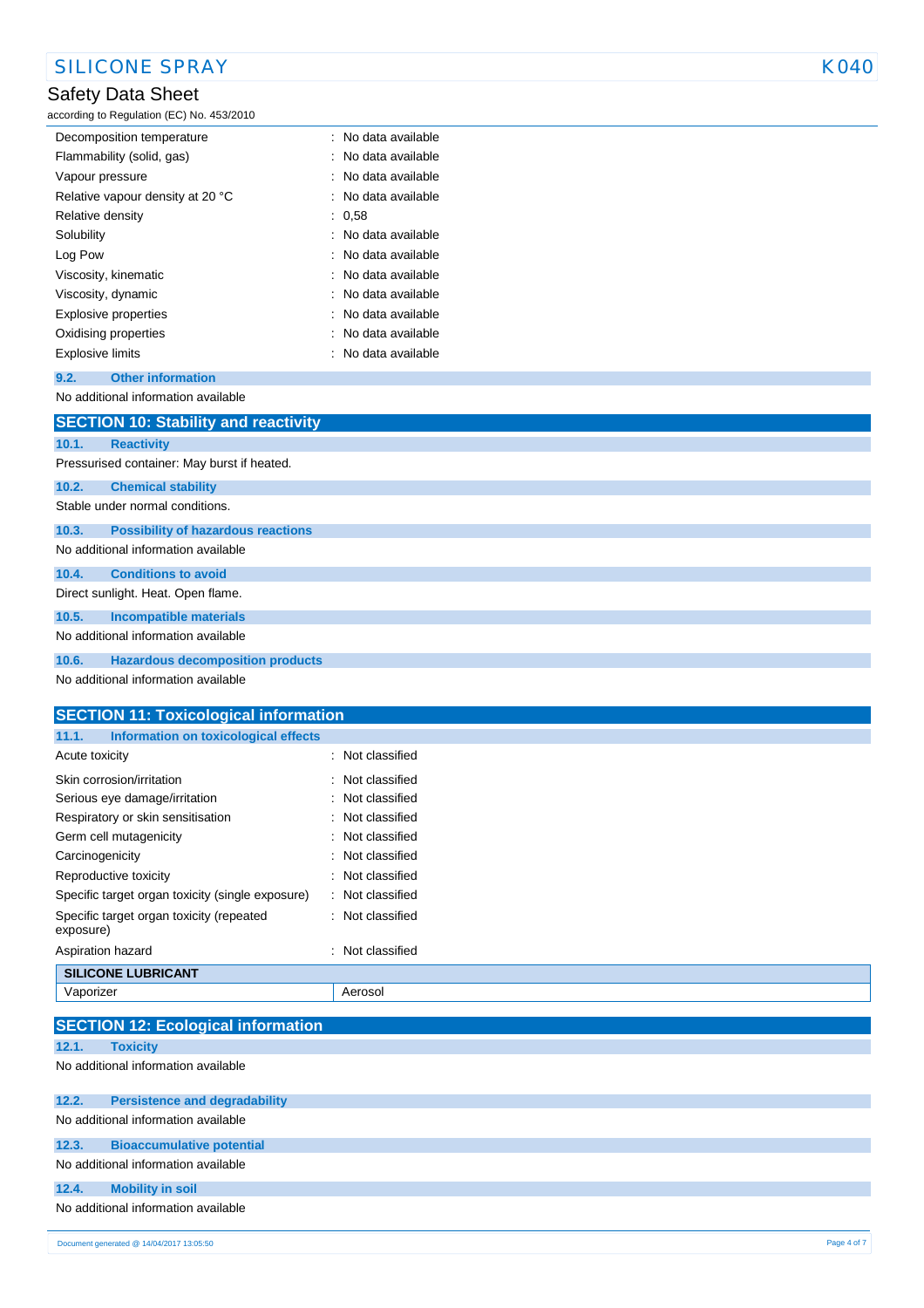| | |
|---|---|
| Decomposition temperature | : No data available |
| Flammability (solid, gas) | : No data available |
| Vapour pressure | : No data available |
| Relative vapour density at 20 °C | : No data available |
| Relative density | : 0,58 |
| Solubility | : No data available |
| Log Pow | : No data available |
| Viscosity, kinematic | : No data available |
| Viscosity, dynamic | : No data available |
| Explosive properties | : No data available |
| Oxidising properties | : No data available |
| Explosive limits | : No data available |

### 9.2. Other information

No additional information available

## SECTION 10: Stability and reactivity

### 10.1. Reactivity

Pressurised container: May burst if heated.

### 10.2. Chemical stability

Stable under normal conditions.

### 10.3. Possibility of hazardous reactions

No additional information available

### 10.4. Conditions to avoid

Direct sunlight. Heat. Open flame.

### 10.5. Incompatible materials

No additional information available

### 10.6. Hazardous decomposition products

No additional information available

## SECTION 11: Toxicological information

### 11.1. Information on toxicological effects

| | |
|---|---|
| Acute toxicity | : Not classified |
| Skin corrosion/irritation | : Not classified |
| Serious eye damage/irritation | : Not classified |
| Respiratory or skin sensitisation | : Not classified |
| Germ cell mutagenicity | : Not classified |
| Carcinogenicity | : Not classified |
| Reproductive toxicity | : Not classified |
| Specific target organ toxicity (single exposure) | : Not classified |
| Specific target organ toxicity (repeated exposure) | : Not classified |
| Aspiration hazard | : Not classified |

| SILICONE LUBRICANT | |
|---|---|
| Vaporizer | Aerosol |

## SECTION 12: Ecological information

### 12.1. Toxicity

No additional information available

### 12.2. Persistence and degradability

No additional information available

### 12.3. Bioaccumulative potential

No additional information available

### 12.4. Mobility in soil

No additional information available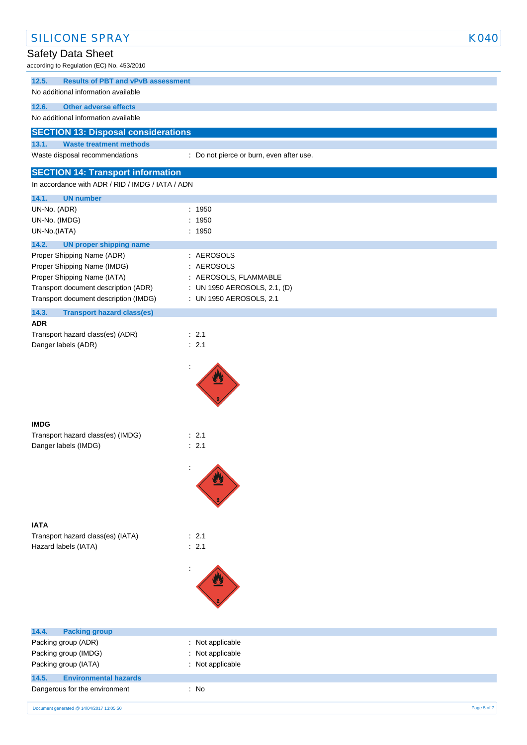### 12.5. Results of PBT and vPvB assessment

No additional information available

### 12.6. Other adverse effects

No additional information available

## SECTION 13: Disposal considerations

### 13.1. Waste treatment methods

Waste disposal recommendations : Do not pierce or burn, even after use.

## SECTION 14: Transport information

In accordance with ADR / RID / IMDG / IATA / ADN

### 14.1. UN number

UN-No. (ADR) : 1950

UN-No. (IMDG) : 1950

UN-No.(IATA) : 1950

### 14.2. UN proper shipping name

Proper Shipping Name (ADR) : AEROSOLS

Proper Shipping Name (IMDG) : AEROSOLS

Proper Shipping Name (IATA) : AEROSOLS, FLAMMABLE

Transport document description (ADR) : UN 1950 AEROSOLS, 2.1, (D)

Transport document description (IMDG) : UN 1950 AEROSOLS, 2.1

### 14.3. Transport hazard class(es)

**ADR**

Transport hazard class(es) (ADR) : 2.1

Danger labels (ADR) : 2.1

:

**IMDG**

Transport hazard class(es) (IMDG) : 2.1

Danger labels (IMDG) : 2.1

:

**IATA**

Transport hazard class(es) (IATA) : 2.1

Hazard labels (IATA) : 2.1

:

### 14.4. Packing group

Packing group (ADR) : Not applicable

Packing group (IMDG) : Not applicable

Packing group (IATA) : Not applicable

### 14.5. Environmental hazards

Dangerous for the environment : No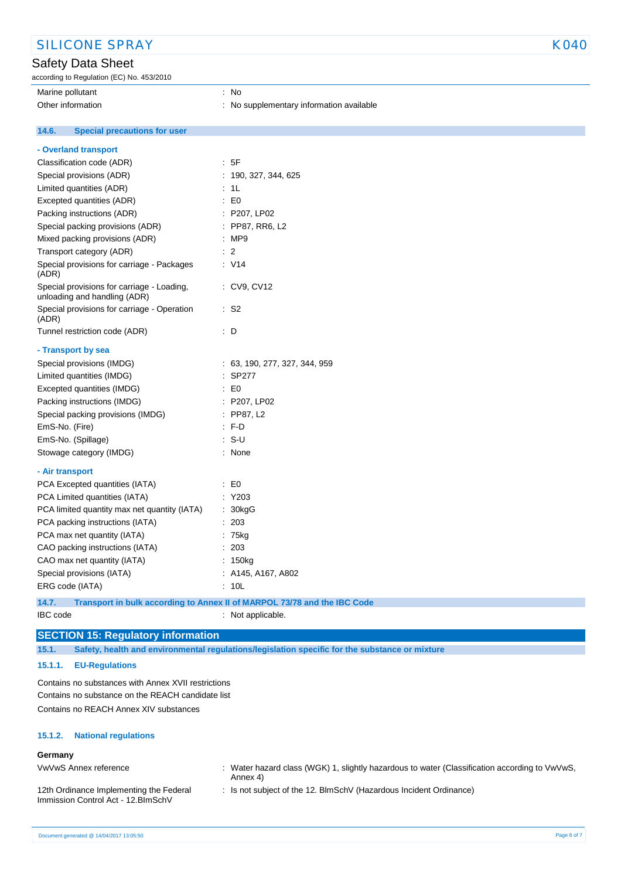| | |
|---|---|
| Marine pollutant | : No |
| Other information | : No supplementary information available |

### 14.6. Special precautions for user

**- Overland transport**

| | |
|---|---|
| Classification code (ADR) | : 5F |
| Special provisions (ADR) | : 190, 327, 344, 625 |
| Limited quantities (ADR) | : 1L |
| Excepted quantities (ADR) | : E0 |
| Packing instructions (ADR) | : P207, LP02 |
| Special packing provisions (ADR) | : PP87, RR6, L2 |
| Mixed packing provisions (ADR) | : MP9 |
| Transport category (ADR) | : 2 |
| Special provisions for carriage - Packages (ADR) | : V14 |
| Special provisions for carriage - Loading, unloading and handling (ADR) | : CV9, CV12 |
| Special provisions for carriage - Operation (ADR) | : S2 |
| Tunnel restriction code (ADR) | : D |

**- Transport by sea**

| | |
|---|---|
| Special provisions (IMDG) | : 63, 190, 277, 327, 344, 959 |
| Limited quantities (IMDG) | : SP277 |
| Excepted quantities (IMDG) | : E0 |
| Packing instructions (IMDG) | : P207, LP02 |
| Special packing provisions (IMDG) | : PP87, L2 |
| EmS-No. (Fire) | : F-D |
| EmS-No. (Spillage) | : S-U |
| Stowage category (IMDG) | : None |

**- Air transport**

| | |
|---|---|
| PCA Excepted quantities (IATA) | : E0 |
| PCA Limited quantities (IATA) | : Y203 |
| PCA limited quantity max net quantity (IATA) | : 30kgG |
| PCA packing instructions (IATA) | : 203 |
| PCA max net quantity (IATA) | : 75kg |
| CAO packing instructions (IATA) | : 203 |
| CAO max net quantity (IATA) | : 150kg |
| Special provisions (IATA) | : A145, A167, A802 |
| ERG code (IATA) | : 10L |

### 14.7. Transport in bulk according to Annex II of MARPOL 73/78 and the IBC Code

| | |
|---|---|
| IBC code | : Not applicable. |

## SECTION 15: Regulatory information

### 15.1. Safety, health and environmental regulations/legislation specific for the substance or mixture

#### 15.1.1. EU-Regulations

Contains no substances with Annex XVII restrictions
Contains no substance on the REACH candidate list
Contains no REACH Annex XIV substances

#### 15.1.2. National regulations

**Germany**

| | |
|---|---|
| VwVwS Annex reference | : Water hazard class (WGK) 1, slightly hazardous to water (Classification according to VwVwS, Annex 4) |
| 12th Ordinance Implementing the Federal Immission Control Act - 12.BImSchV | : Is not subject of the 12. BlmSchV (Hazardous Incident Ordinance) |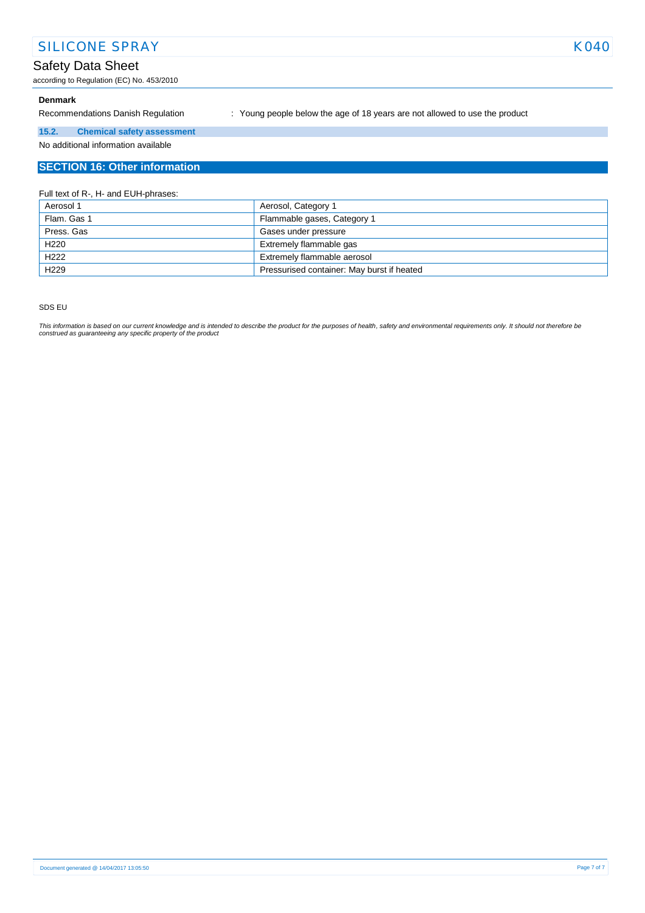**Denmark**

Recommendations Danish Regulation : Young people below the age of 18 years are not allowed to use the product

### 15.2. Chemical safety assessment

No additional information available

## SECTION 16: Other information

Full text of R-, H- and EUH-phrases:

| | |
|---|---|
| Aerosol 1 | Aerosol, Category 1 |
| Flam. Gas 1 | Flammable gases, Category 1 |
| Press. Gas | Gases under pressure |
| H220 | Extremely flammable gas |
| H222 | Extremely flammable aerosol |
| H229 | Pressurised container: May burst if heated |

SDS EU

*This information is based on our current knowledge and is intended to describe the product for the purposes of health, safety and environmental requirements only. It should not therefore be construed as guaranteeing any specific property of the product*